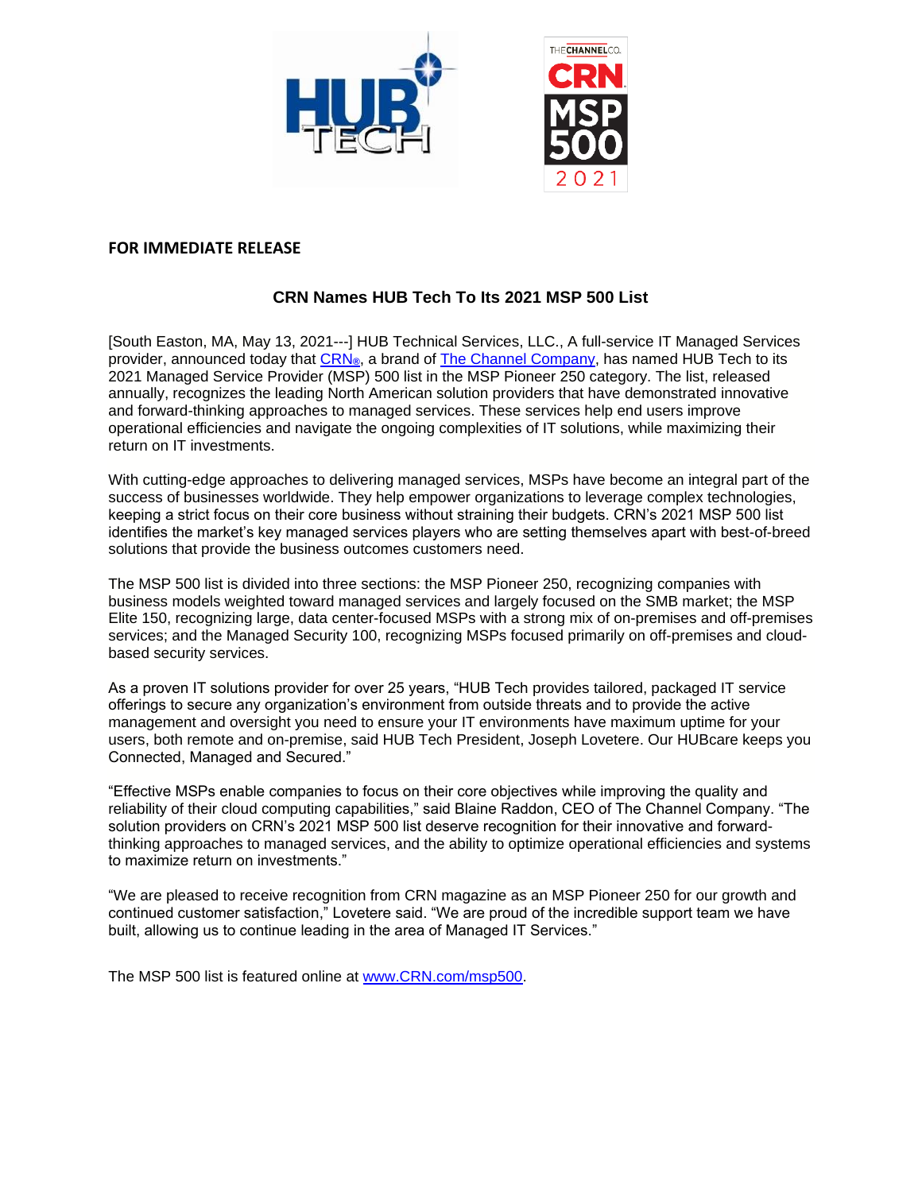**FOR IMMEDIATE RELEASE**

## CRN Names HUB Tech To Its 2021 MSP 500 List

[South Easton, MA, May 13, 2021---] HUB Technical Services, LLC., A full-service IT Managed Services provider, announced today that CRN®, a brand of The Channel Company, has named HUB Tech to its 2021 Managed Service Provider (MSP) 500 list in the MSP Pioneer 250 category. The list, released annually, recognizes the leading North American solution providers that have demonstrated innovative and forward-thinking approaches to managed services. These services help end users improve operational efficiencies and navigate the ongoing complexities of IT solutions, while maximizing their return on IT investments.

With cutting-edge approaches to delivering managed services, MSPs have become an integral part of the success of businesses worldwide. They help empower organizations to leverage complex technologies, keeping a strict focus on their core business without straining their budgets. CRN's 2021 MSP 500 list identifies the market's key managed services players who are setting themselves apart with best-of-breed solutions that provide the business outcomes customers need.

The MSP 500 list is divided into three sections: the MSP Pioneer 250, recognizing companies with business models weighted toward managed services and largely focused on the SMB market; the MSP Elite 150, recognizing large, data center-focused MSPs with a strong mix of on-premises and off-premises services; and the Managed Security 100, recognizing MSPs focused primarily on off-premises and cloud-based security services.

As a proven IT solutions provider for over 25 years, "HUB Tech provides tailored, packaged IT service offerings to secure any organization's environment from outside threats and to provide the active management and oversight you need to ensure your IT environments have maximum uptime for your users, both remote and on-premise, said HUB Tech President, Joseph Lovetere. Our HUBcare keeps you Connected, Managed and Secured."

"Effective MSPs enable companies to focus on their core objectives while improving the quality and reliability of their cloud computing capabilities," said Blaine Raddon, CEO of The Channel Company. "The solution providers on CRN's 2021 MSP 500 list deserve recognition for their innovative and forward-thinking approaches to managed services, and the ability to optimize operational efficiencies and systems to maximize return on investments."

"We are pleased to receive recognition from CRN magazine as an MSP Pioneer 250 for our growth and continued customer satisfaction," Lovetere said. "We are proud of the incredible support team we have built, allowing us to continue leading in the area of Managed IT Services."

The MSP 500 list is featured online at www.CRN.com/msp500.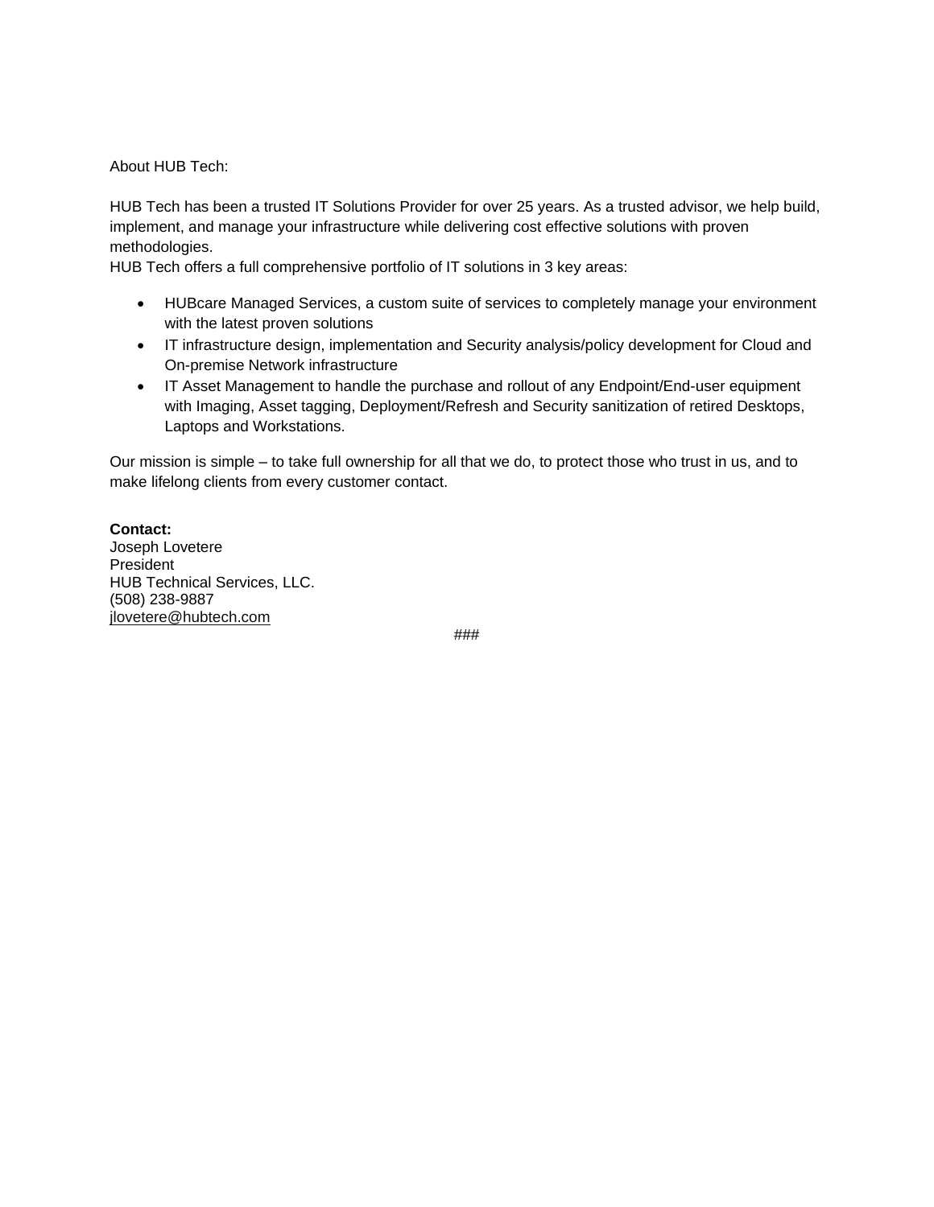About HUB Tech:

HUB Tech has been a trusted IT Solutions Provider for over 25 years. As a trusted advisor, we help build, implement, and manage your infrastructure while delivering cost effective solutions with proven methodologies.
HUB Tech offers a full comprehensive portfolio of IT solutions in 3 key areas:

- HUBcare Managed Services, a custom suite of services to completely manage your environment with the latest proven solutions
- IT infrastructure design, implementation and Security analysis/policy development for Cloud and On-premise Network infrastructure
- IT Asset Management to handle the purchase and rollout of any Endpoint/End-user equipment with Imaging, Asset tagging, Deployment/Refresh and Security sanitization of retired Desktops, Laptops and Workstations.

Our mission is simple – to take full ownership for all that we do, to protect those who trust in us, and to make lifelong clients from every customer contact.

**Contact:**
Joseph Lovetere
President
HUB Technical Services, LLC.
(508) 238-9887
jlovetere@hubtech.com

###